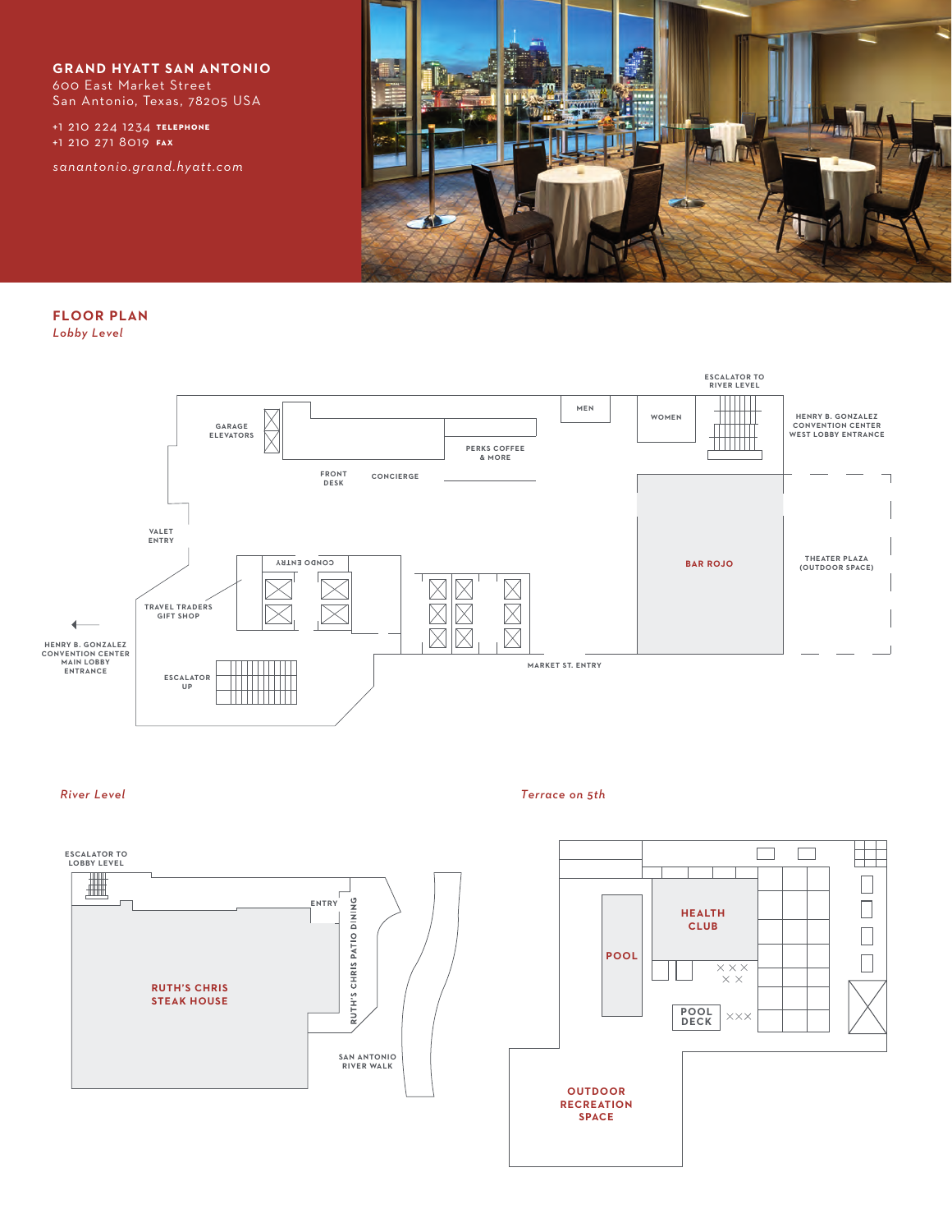**GRAND HYATT SAN ANTONIO**
600 East Market Street
San Antonio, Texas, 78205 USA

+1 210 224 1234 TELEPHONE
+1 210 271 8019 FAX

*sanantonio.grand.hyatt.com*

## FLOOR PLAN

*Lobby Level*

ESCALATOR TO RIVER LEVEL

GARAGE ELEVATORS

MEN

WOMEN

HENRY B. GONZALEZ CONVENTION CENTER WEST LOBBY ENTRANCE

PERKS COFFEE & MORE

FRONT DESK

CONCIERGE

VALET ENTRY

CONDO ENTRY

BAR ROJO

THEATER PLAZA (OUTDOOR SPACE)

TRAVEL TRADERS GIFT SHOP

HENRY B. GONZALEZ CONVENTION CENTER MAIN LOBBY ENTRANCE

ESCALATOR UP

MARKET ST. ENTRY

*River Level*

ESCALATOR TO LOBBY LEVEL

ENTRY

RUTH'S CHRIS PATIO DINING

RUTH'S CHRIS STEAK HOUSE

SAN ANTONIO RIVER WALK

*Terrace on 5th*

HEALTH CLUB

POOL

POOL DECK

OUTDOOR RECREATION SPACE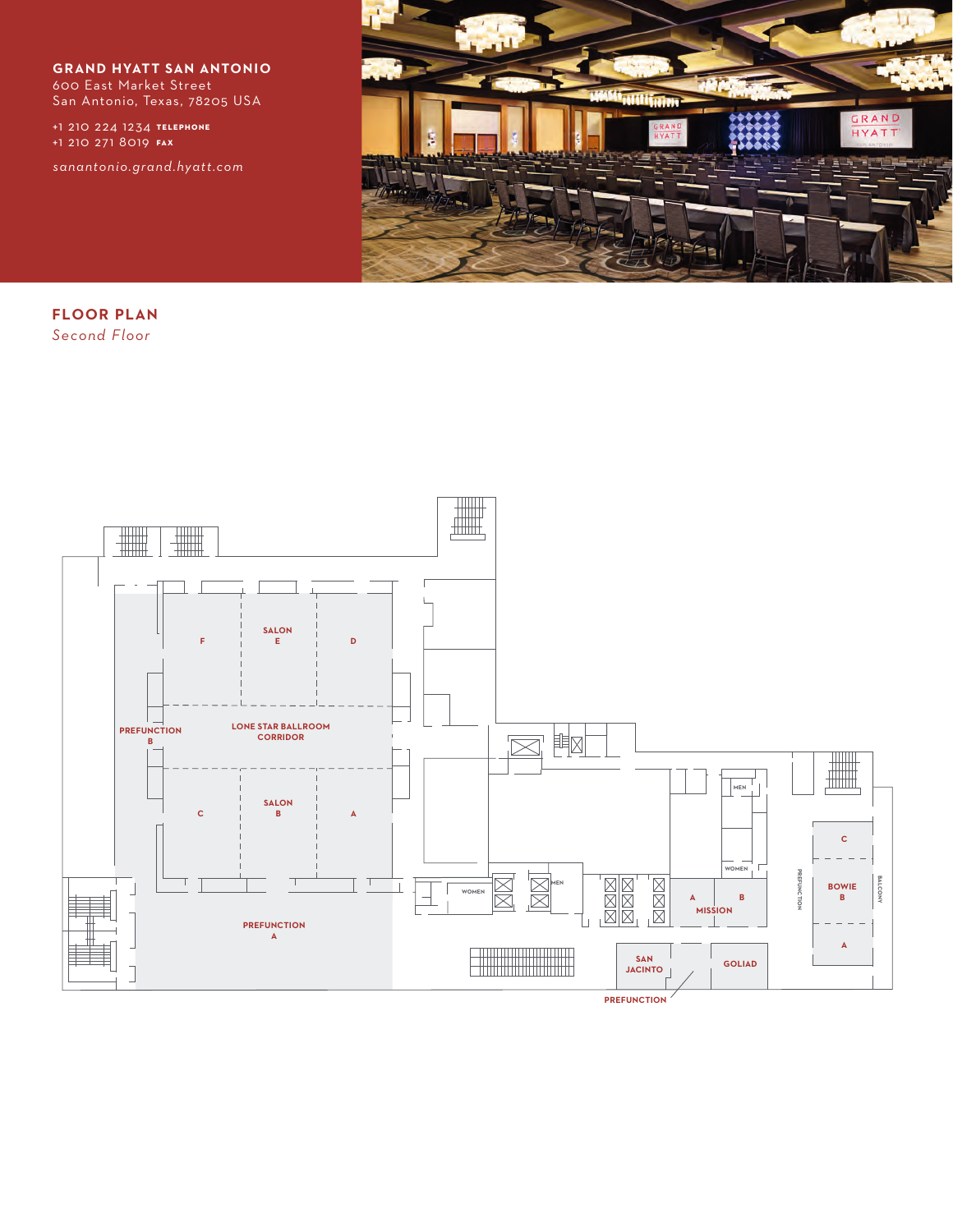**GRAND HYATT SAN ANTONIO**
600 East Market Street
San Antonio, Texas, 78205 USA

+1 210 224 1234 **TELEPHONE**
+1 210 271 8019 **FAX**

*sanantonio.grand.hyatt.com*

## FLOOR PLAN

*Second Floor*

SALON E
F
D
PREFUNCTION B
LONE STAR BALLROOM CORRIDOR
SALON B
C
A
PREFUNCTION A
WOMEN
MEN
MEN
WOMEN
A
B
MISSION
PREFUNCTION
C
BOWIE B
A
BALCONY
SAN JACINTO
GOLIAD
PREFUNCTION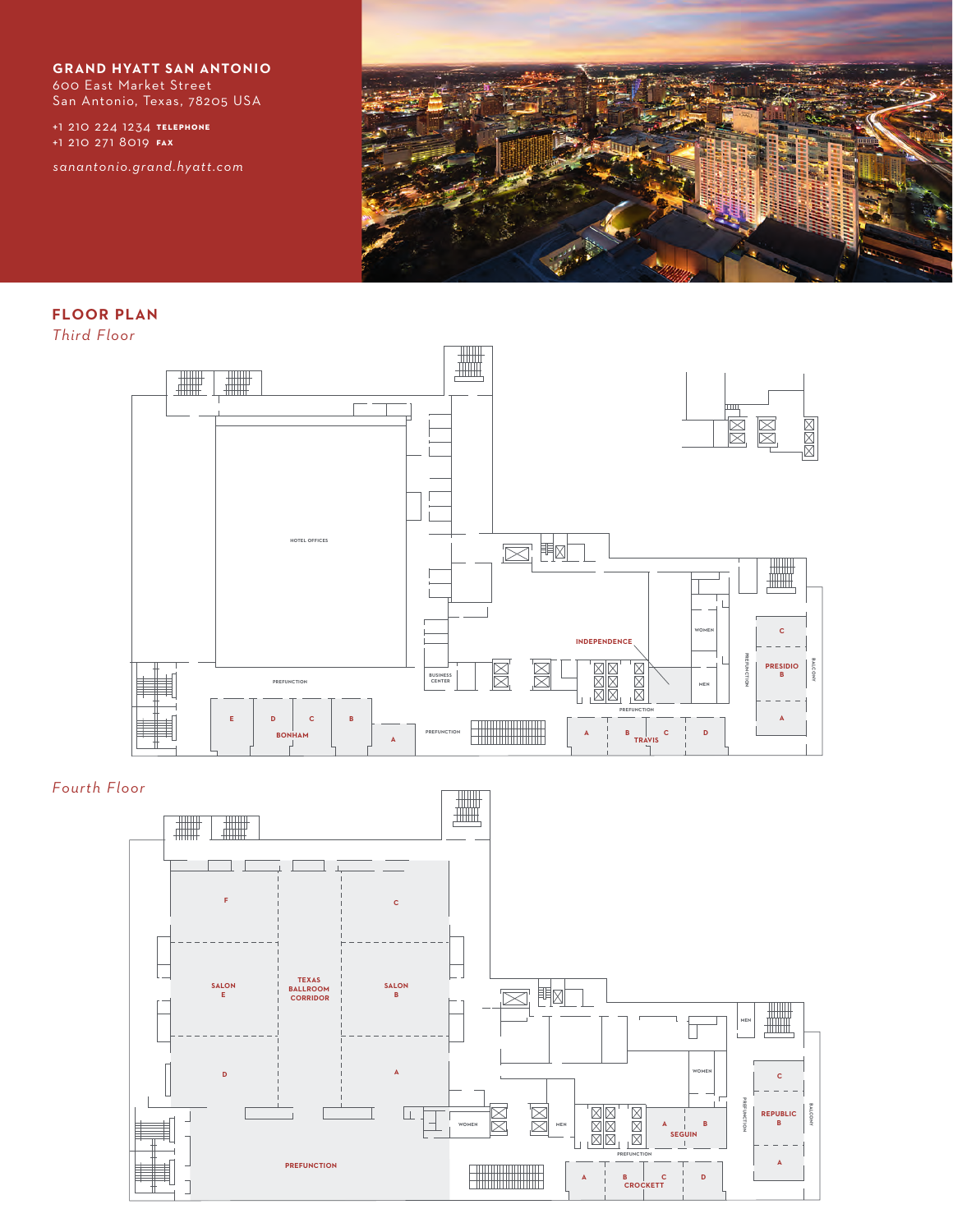**GRAND HYATT SAN ANTONIO**
600 East Market Street
San Antonio, Texas, 78205 USA

+1 210 224 1234 **TELEPHONE**
+1 210 271 8019 **FAX**

*sanantonio.grand.hyatt.com*

## FLOOR PLAN

### *Third Floor*

HOTEL OFFICES
INDEPENDENCE
WOMEN
MEN
BUSINESS CENTER
PREFUNCTION
PRESIDIO C
PRESIDIO B
PRESIDIO A
BALCONY
BONHAM E
BONHAM D
BONHAM C
BONHAM B
BONHAM A
TRAVIS A
TRAVIS B
TRAVIS C
TRAVIS D

### *Fourth Floor*

F
C
SALON E
TEXAS BALLROOM CORRIDOR
SALON B
D
A
PREFUNCTION
MEN
WOMEN
SEGUIN A
SEGUIN B
REPUBLIC C
REPUBLIC B
REPUBLIC A
BALCONY
CROCKETT A
CROCKETT B
CROCKETT C
CROCKETT D